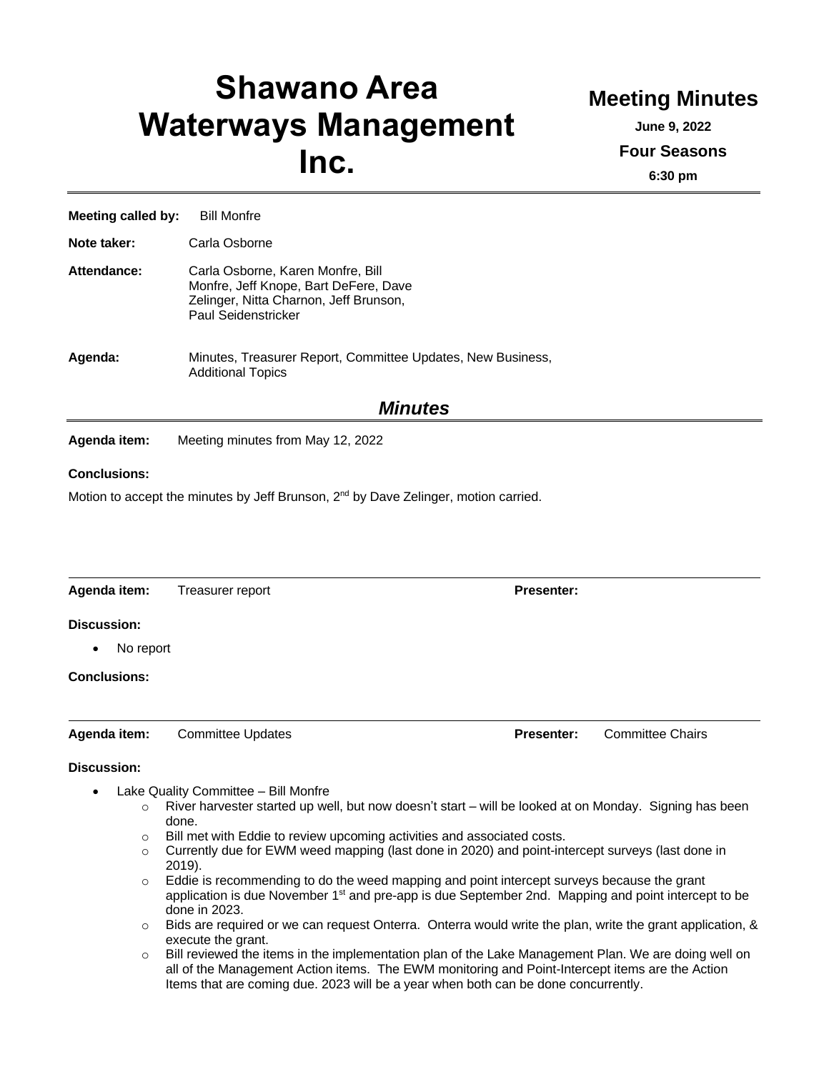# Shawano Area Waterways Management Inc.

## Meeting Minutes

**June 9, 2022**

**Four Seasons**

**6:30 pm**

---

**Meeting called by:** Bill Monfre

**Note taker:** Carla Osborne

**Attendance:** Carla Osborne, Karen Monfre, Bill Monfre, Jeff Knope, Bart DeFere, Dave Zelinger, Nitta Charnon, Jeff Brunson, Paul Seidenstricker

**Agenda:** Minutes, Treasurer Report, Committee Updates, New Business, Additional Topics

## *Minutes*

---

**Agenda item:** Meeting minutes from May 12, 2022

**Conclusions:**

Motion to accept the minutes by Jeff Brunson, 2nd by Dave Zelinger, motion carried.

---

**Agenda item:** Treasurer report **Presenter:**

**Discussion:**

- No report

**Conclusions:**

---

**Agenda item:** Committee Updates **Presenter:** Committee Chairs

**Discussion:**

- Lake Quality Committee – Bill Monfre
  - River harvester started up well, but now doesn't start – will be looked at on Monday. Signing has been done.
  - Bill met with Eddie to review upcoming activities and associated costs.
  - Currently due for EWM weed mapping (last done in 2020) and point-intercept surveys (last done in 2019).
  - Eddie is recommending to do the weed mapping and point intercept surveys because the grant application is due November 1st and pre-app is due September 2nd. Mapping and point intercept to be done in 2023.
  - Bids are required or we can request Onterra. Onterra would write the plan, write the grant application, & execute the grant.
  - Bill reviewed the items in the implementation plan of the Lake Management Plan. We are doing well on all of the Management Action items. The EWM monitoring and Point-Intercept items are the Action Items that are coming due. 2023 will be a year when both can be done concurrently.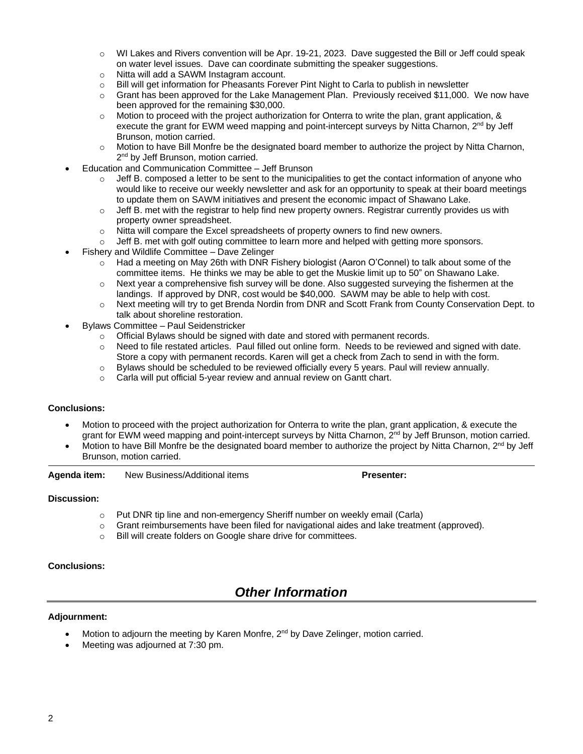- WI Lakes and Rivers convention will be Apr. 19-21, 2023. Dave suggested the Bill or Jeff could speak on water level issues. Dave can coordinate submitting the speaker suggestions.
  - Nitta will add a SAWM Instagram account.
  - Bill will get information for Pheasants Forever Pint Night to Carla to publish in newsletter
  - Grant has been approved for the Lake Management Plan. Previously received $11,000. We now have been approved for the remaining $30,000.
  - Motion to proceed with the project authorization for Onterra to write the plan, grant application, & execute the grant for EWM weed mapping and point-intercept surveys by Nitta Charnon, 2nd by Jeff Brunson, motion carried.
  - Motion to have Bill Monfre be the designated board member to authorize the project by Nitta Charnon, 2nd by Jeff Brunson, motion carried.
- Education and Communication Committee – Jeff Brunson
  - Jeff B. composed a letter to be sent to the municipalities to get the contact information of anyone who would like to receive our weekly newsletter and ask for an opportunity to speak at their board meetings to update them on SAWM initiatives and present the economic impact of Shawano Lake.
  - Jeff B. met with the registrar to help find new property owners. Registrar currently provides us with property owner spreadsheet.
  - Nitta will compare the Excel spreadsheets of property owners to find new owners.
  - Jeff B. met with golf outing committee to learn more and helped with getting more sponsors.
- Fishery and Wildlife Committee – Dave Zelinger
  - Had a meeting on May 26th with DNR Fishery biologist (Aaron O'Connel) to talk about some of the committee items. He thinks we may be able to get the Muskie limit up to 50" on Shawano Lake.
  - Next year a comprehensive fish survey will be done. Also suggested surveying the fishermen at the landings. If approved by DNR, cost would be $40,000. SAWM may be able to help with cost.
  - Next meeting will try to get Brenda Nordin from DNR and Scott Frank from County Conservation Dept. to talk about shoreline restoration.
- Bylaws Committee – Paul Seidenstricker
  - Official Bylaws should be signed with date and stored with permanent records.
  - Need to file restated articles. Paul filled out online form. Needs to be reviewed and signed with date. Store a copy with permanent records. Karen will get a check from Zach to send in with the form.
  - Bylaws should be scheduled to be reviewed officially every 5 years. Paul will review annually.
  - Carla will put official 5-year review and annual review on Gantt chart.

**Conclusions:**

- Motion to proceed with the project authorization for Onterra to write the plan, grant application, & execute the grant for EWM weed mapping and point-intercept surveys by Nitta Charnon, 2nd by Jeff Brunson, motion carried.
- Motion to have Bill Monfre be the designated board member to authorize the project by Nitta Charnon, 2nd by Jeff Brunson, motion carried.

---

**Agenda item:** New Business/Additional items **Presenter:**

**Discussion:**

  - Put DNR tip line and non-emergency Sheriff number on weekly email (Carla)
  - Grant reimbursements have been filed for navigational aides and lake treatment (approved).
  - Bill will create folders on Google share drive for committees.

**Conclusions:**

## *Other Information*

**Adjournment:**

- Motion to adjourn the meeting by Karen Monfre, 2nd by Dave Zelinger, motion carried.
- Meeting was adjourned at 7:30 pm.